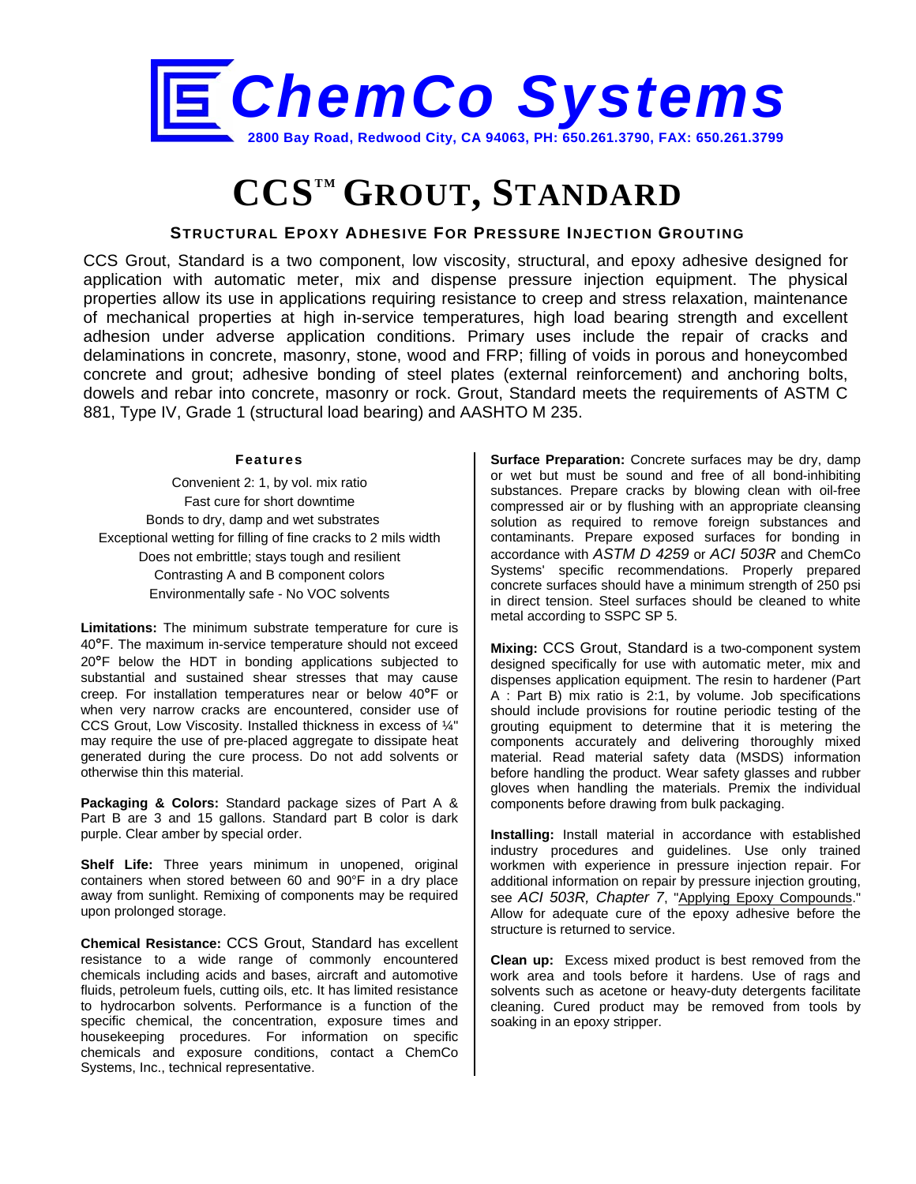ChemCo Systems

2800 Bay Road, Redwood City, CA 94063, PH: 650.261.3790, FAX: 650.261.3799

# CCS™ GROUT, STANDARD

## STRUCTURAL EPOXY ADHESIVE FOR PRESSURE INJECTION GROUTING

CCS Grout, Standard is a two component, low viscosity, structural, and epoxy adhesive designed for application with automatic meter, mix and dispense pressure injection equipment. The physical properties allow its use in applications requiring resistance to creep and stress relaxation, maintenance of mechanical properties at high in-service temperatures, high load bearing strength and excellent adhesion under adverse application conditions. Primary uses include the repair of cracks and delaminations in concrete, masonry, stone, wood and FRP; filling of voids in porous and honeycombed concrete and grout; adhesive bonding of steel plates (external reinforcement) and anchoring bolts, dowels and rebar into concrete, masonry or rock. Grout, Standard meets the requirements of ASTM C 881, Type IV, Grade 1 (structural load bearing) and AASHTO M 235.

### Features

Convenient 2: 1, by vol. mix ratio
Fast cure for short downtime
Bonds to dry, damp and wet substrates
Exceptional wetting for filling of fine cracks to 2 mils width
Does not embrittle; stays tough and resilient
Contrasting A and B component colors
Environmentally safe - No VOC solvents

**Limitations:** The minimum substrate temperature for cure is 40°F. The maximum in-service temperature should not exceed 20°F below the HDT in bonding applications subjected to substantial and sustained shear stresses that may cause creep. For installation temperatures near or below 40°F or when very narrow cracks are encountered, consider use of CCS Grout, Low Viscosity. Installed thickness in excess of ¼" may require the use of pre-placed aggregate to dissipate heat generated during the cure process. Do not add solvents or otherwise thin this material.

**Packaging & Colors:** Standard package sizes of Part A & Part B are 3 and 15 gallons. Standard part B color is dark purple. Clear amber by special order.

**Shelf Life:** Three years minimum in unopened, original containers when stored between 60 and 90°F in a dry place away from sunlight. Remixing of components may be required upon prolonged storage.

**Chemical Resistance:** CCS Grout, Standard has excellent resistance to a wide range of commonly encountered chemicals including acids and bases, aircraft and automotive fluids, petroleum fuels, cutting oils, etc. It has limited resistance to hydrocarbon solvents. Performance is a function of the specific chemical, the concentration, exposure times and housekeeping procedures. For information on specific chemicals and exposure conditions, contact a ChemCo Systems, Inc., technical representative.

**Surface Preparation:** Concrete surfaces may be dry, damp or wet but must be sound and free of all bond-inhibiting substances. Prepare cracks by blowing clean with oil-free compressed air or by flushing with an appropriate cleansing solution as required to remove foreign substances and contaminants. Prepare exposed surfaces for bonding in accordance with *ASTM D 4259* or *ACI 503R* and ChemCo Systems' specific recommendations. Properly prepared concrete surfaces should have a minimum strength of 250 psi in direct tension. Steel surfaces should be cleaned to white metal according to SSPC SP 5.

**Mixing:** CCS Grout, Standard is a two-component system designed specifically for use with automatic meter, mix and dispenses application equipment. The resin to hardener (Part A : Part B) mix ratio is 2:1, by volume. Job specifications should include provisions for routine periodic testing of the grouting equipment to determine that it is metering the components accurately and delivering thoroughly mixed material. Read material safety data (MSDS) information before handling the product. Wear safety glasses and rubber gloves when handling the materials. Premix the individual components before drawing from bulk packaging.

**Installing:** Install material in accordance with established industry procedures and guidelines. Use only trained workmen with experience in pressure injection repair. For additional information on repair by pressure injection grouting, see *ACI 503R, Chapter 7*, "Applying Epoxy Compounds." Allow for adequate cure of the epoxy adhesive before the structure is returned to service.

**Clean up:** Excess mixed product is best removed from the work area and tools before it hardens. Use of rags and solvents such as acetone or heavy-duty detergents facilitate cleaning. Cured product may be removed from tools by soaking in an epoxy stripper.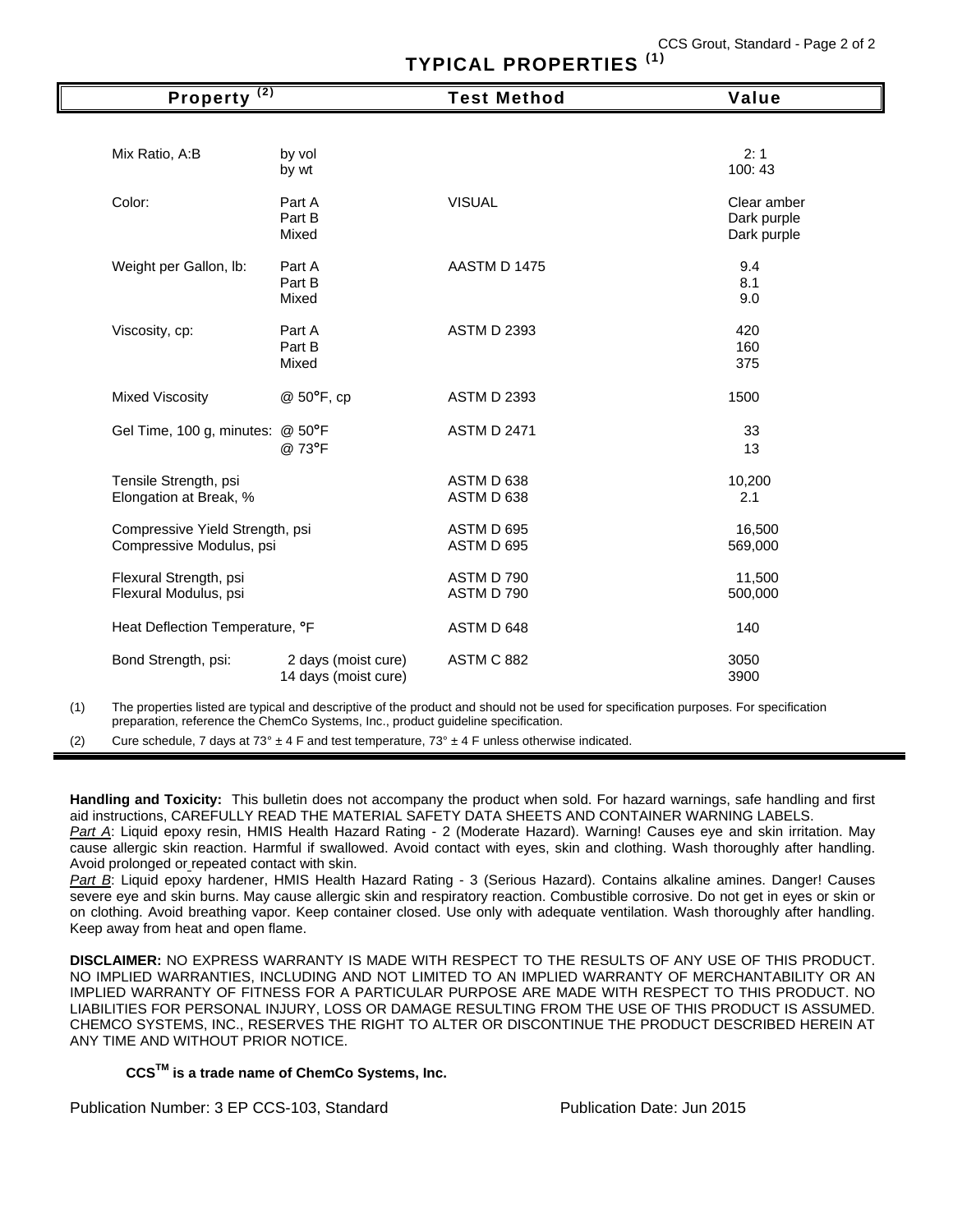## TYPICAL PROPERTIES [1]

| Property [2] | | Test Method | Value |
|---|---|---|---|
| Mix Ratio, A:B | by vol | | 2: 1 |
| | by wt | | 100: 43 |
| Color: | Part A | VISUAL | Clear amber |
| | Part B | | Dark purple |
| | Mixed | | Dark purple |
| Weight per Gallon, lb: | Part A | AASTM D 1475 | 9.4 |
| | Part B | | 8.1 |
| | Mixed | | 9.0 |
| Viscosity, cp: | Part A | ASTM D 2393 | 420 |
| | Part B | | 160 |
| | Mixed | | 375 |
| Mixed Viscosity | @ 50°F, cp | ASTM D 2393 | 1500 |
| Gel Time, 100 g, minutes: | @ 50°F | ASTM D 2471 | 33 |
| | @ 73°F | | 13 |
| Tensile Strength, psi | | ASTM D 638 | 10,200 |
| Elongation at Break, % | | ASTM D 638 | 2.1 |
| Compressive Yield Strength, psi | | ASTM D 695 | 16,500 |
| Compressive Modulus, psi | | ASTM D 695 | 569,000 |
| Flexural Strength, psi | | ASTM D 790 | 11,500 |
| Flexural Modulus, psi | | ASTM D 790 | 500,000 |
| Heat Deflection Temperature, °F | | ASTM D 648 | 140 |
| Bond Strength, psi: | 2 days (moist cure) | ASTM C 882 | 3050 |
| | 14 days (moist cure) | | 3900 |

(1) The properties listed are typical and descriptive of the product and should not be used for specification purposes. For specification preparation, reference the ChemCo Systems, Inc., product guideline specification.

(2) Cure schedule, 7 days at 73° ± 4 F and test temperature, 73° ± 4 F unless otherwise indicated.

**Handling and Toxicity:** This bulletin does not accompany the product when sold. For hazard warnings, safe handling and first aid instructions, CAREFULLY READ THE MATERIAL SAFETY DATA SHEETS AND CONTAINER WARNING LABELS.

*Part A*: Liquid epoxy resin, HMIS Health Hazard Rating - 2 (Moderate Hazard). Warning! Causes eye and skin irritation. May cause allergic skin reaction. Harmful if swallowed. Avoid contact with eyes, skin and clothing. Wash thoroughly after handling. Avoid prolonged or repeated contact with skin.

*Part B*: Liquid epoxy hardener, HMIS Health Hazard Rating - 3 (Serious Hazard). Contains alkaline amines. Danger! Causes severe eye and skin burns. May cause allergic skin and respiratory reaction. Combustible corrosive. Do not get in eyes or skin or on clothing. Avoid breathing vapor. Keep container closed. Use only with adequate ventilation. Wash thoroughly after handling. Keep away from heat and open flame.

**DISCLAIMER:** NO EXPRESS WARRANTY IS MADE WITH RESPECT TO THE RESULTS OF ANY USE OF THIS PRODUCT. NO IMPLIED WARRANTIES, INCLUDING AND NOT LIMITED TO AN IMPLIED WARRANTY OF MERCHANTABILITY OR AN IMPLIED WARRANTY OF FITNESS FOR A PARTICULAR PURPOSE ARE MADE WITH RESPECT TO THIS PRODUCT. NO LIABILITIES FOR PERSONAL INJURY, LOSS OR DAMAGE RESULTING FROM THE USE OF THIS PRODUCT IS ASSUMED. CHEMCO SYSTEMS, INC., RESERVES THE RIGHT TO ALTER OR DISCONTINUE THE PRODUCT DESCRIBED HEREIN AT ANY TIME AND WITHOUT PRIOR NOTICE.

**CCS™ is a trade name of ChemCo Systems, Inc.**

Publication Number: 3 EP CCS-103, Standard Publication Date: Jun 2015